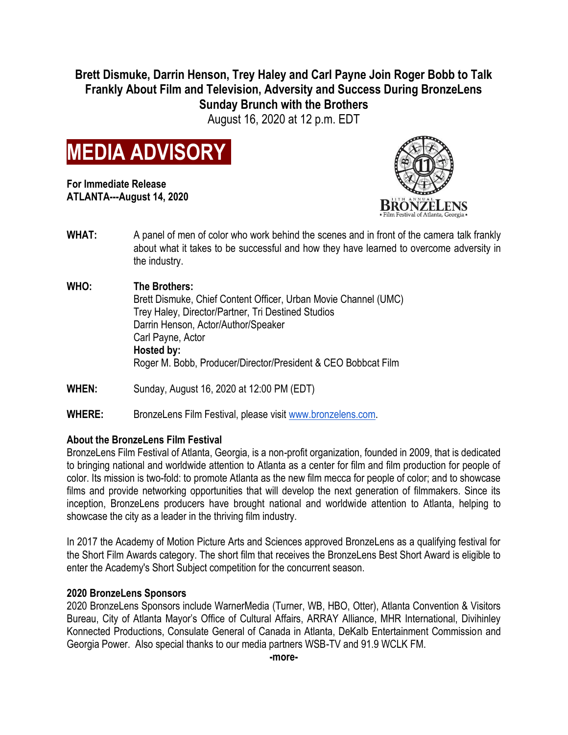# Brett Dismuke, Darrin Henson, Trey Haley and Carl Payne Join Roger Bobb to Talk Frankly About Film and Television, Adversity and Success During BronzeLens Sunday Brunch with the Brothers

August 16, 2020 at 12 p.m. EDT

## MEDIA ADVISORY

**For Immediate Release**
**ATLANTA---August 14, 2020**

11TH ANNUAL BRONZELENS • Film Festival of Atlanta, Georgia •

**WHAT:** A panel of men of color who work behind the scenes and in front of the camera talk frankly about what it takes to be successful and how they have learned to overcome adversity in the industry.

**WHO:** **The Brothers:**
Brett Dismuke, Chief Content Officer, Urban Movie Channel (UMC)
Trey Haley, Director/Partner, Tri Destined Studios
Darrin Henson, Actor/Author/Speaker
Carl Payne, Actor
**Hosted by:**
Roger M. Bobb, Producer/Director/President & CEO Bobbcat Film

**WHEN:** Sunday, August 16, 2020 at 12:00 PM (EDT)

**WHERE:** BronzeLens Film Festival, please visit www.bronzelens.com.

**About the BronzeLens Film Festival**

BronzeLens Film Festival of Atlanta, Georgia, is a non-profit organization, founded in 2009, that is dedicated to bringing national and worldwide attention to Atlanta as a center for film and film production for people of color. Its mission is two-fold: to promote Atlanta as the new film mecca for people of color; and to showcase films and provide networking opportunities that will develop the next generation of filmmakers. Since its inception, BronzeLens producers have brought national and worldwide attention to Atlanta, helping to showcase the city as a leader in the thriving film industry.

In 2017 the Academy of Motion Picture Arts and Sciences approved BronzeLens as a qualifying festival for the Short Film Awards category. The short film that receives the BronzeLens Best Short Award is eligible to enter the Academy's Short Subject competition for the concurrent season.

**2020 BronzeLens Sponsors**

2020 BronzeLens Sponsors include WarnerMedia (Turner, WB, HBO, Otter), Atlanta Convention & Visitors Bureau, City of Atlanta Mayor's Office of Cultural Affairs, ARRAY Alliance, MHR International, Divihinley Konnected Productions, Consulate General of Canada in Atlanta, DeKalb Entertainment Commission and Georgia Power. Also special thanks to our media partners WSB-TV and 91.9 WCLK FM.

**-more-**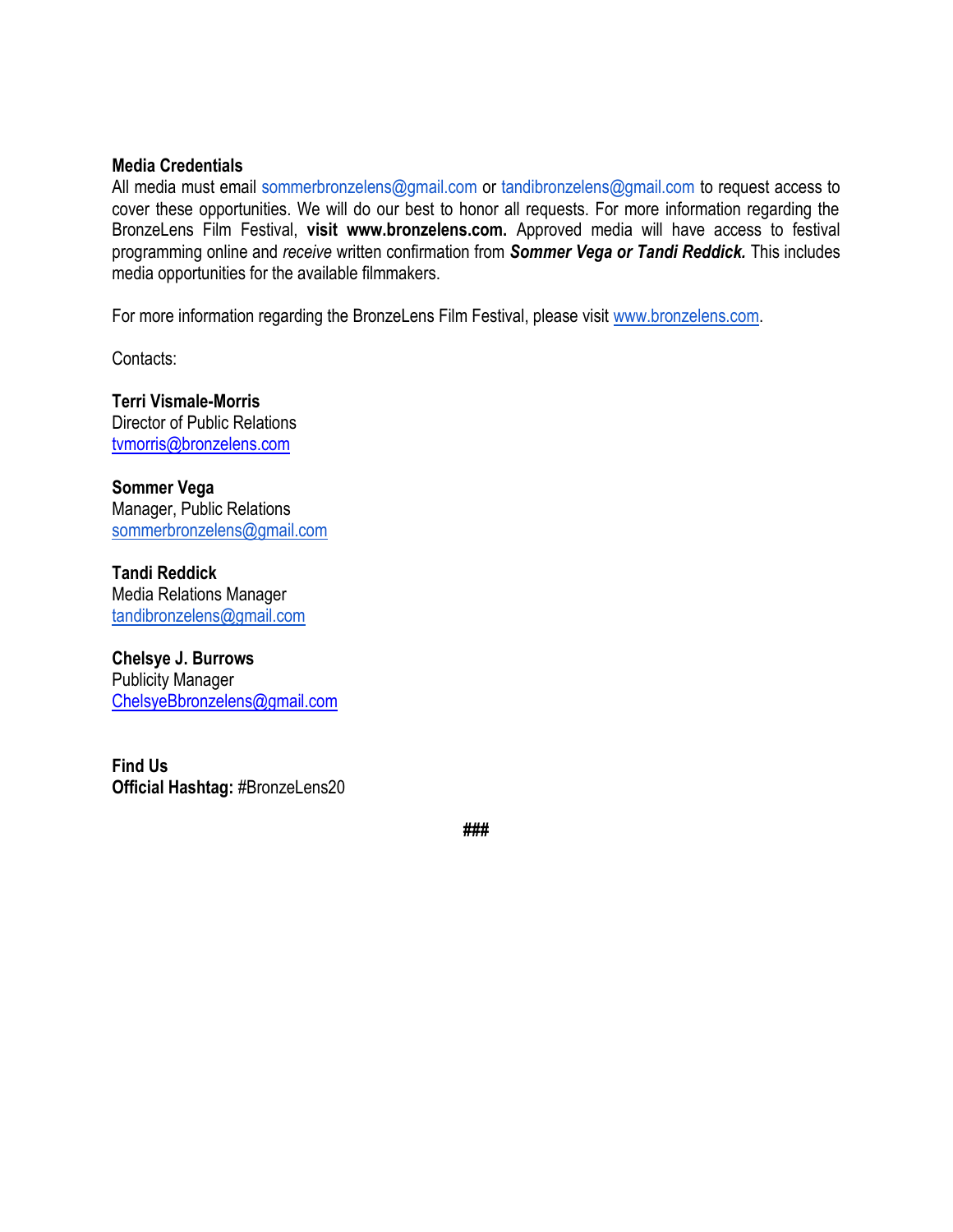**Media Credentials**
All media must email sommerbronzelens@gmail.com or tandibronzelens@gmail.com to request access to cover these opportunities. We will do our best to honor all requests. For more information regarding the BronzeLens Film Festival, **visit www.bronzelens.com.** Approved media will have access to festival programming online and *receive* written confirmation from ***Sommer Vega or Tandi Reddick.*** This includes media opportunities for the available filmmakers.

For more information regarding the BronzeLens Film Festival, please visit www.bronzelens.com.

Contacts:

**Terri Vismale-Morris**
Director of Public Relations
tvmorris@bronzelens.com

**Sommer Vega**
Manager, Public Relations
sommerbronzelens@gmail.com

**Tandi Reddick**
Media Relations Manager
tandibronzelens@gmail.com

**Chelsye J. Burrows**
Publicity Manager
ChelsyeBbronzelens@gmail.com

**Find Us**
**Official Hashtag:** #BronzeLens20

**###**